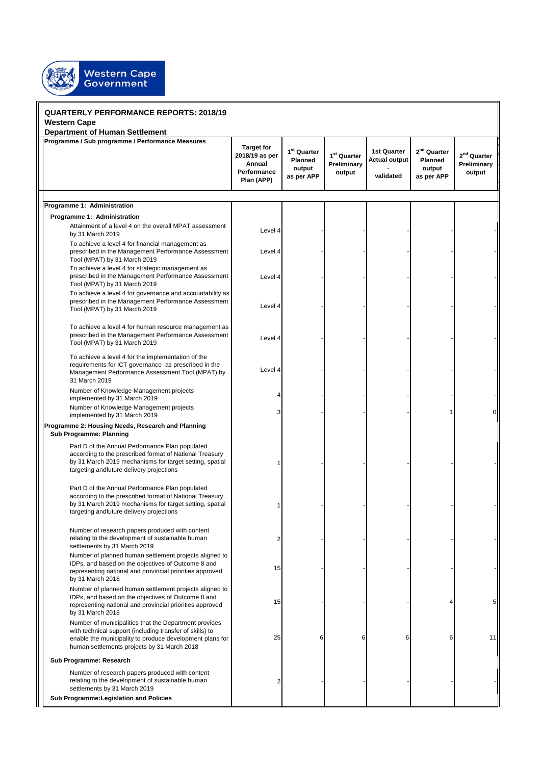**Western Cape Government**

# QUARTERLY PERFORMANCE REPORTS: 2018/19

**Western Cape**

**Department of Human Settlement**

| Programme / Sub programme / Performance Measures | Target for 2018/19 as per Annual Performance Plan (APP) | 1st Quarter Planned output as per APP | 1st Quarter Preliminary output | 1st Quarter Actual output - validated | 2nd Quarter Planned output as per APP | 2nd Quarter Preliminary output |
|---|---|---|---|---|---|---|
| **Programme 1: Administration** | | | | | | |
| **Programme 1: Administration** | | | | | | |
| Attainment of a level 4 on the overall MPAT assessment by 31 March 2019 | Level 4 | - | - | - | - | - |
| To achieve a level 4 for financial management as prescribed in the Management Performance Assessment Tool (MPAT) by 31 March 2019 | Level 4 | - | - | - | - | - |
| To achieve a level 4 for strategic management as prescribed in the Management Performance Assessment Tool (MPAT) by 31 March 2019 | Level 4 | - | - | - | - | - |
| To achieve a level 4 for governance and accountability as prescribed in the Management Performance Assessment Tool (MPAT) by 31 March 2019 | Level 4 | - | - | - | - | - |
| To achieve a level 4 for human resource management as prescribed in the Management Performance Assessment Tool (MPAT) by 31 March 2019 | Level 4 | - | - | - | - | - |
| To achieve a level 4 for the implementation of the requirements for ICT governance as prescribed in the Management Performance Assessment Tool (MPAT) by 31 March 2019 | Level 4 | - | - | - | - | - |
| Number of Knowledge Management projects implemented by 31 March 2019 | 4 | - | - | - | - | - |
| Number of Knowledge Management projects implemented by 31 March 2019 | 3 | - | - | - | 1 | 0 |
| **Programme 2: Housing Needs, Research and Planning** | | | | | | |
| **Sub Programme: Planning** | | | | | | |
| Part D of the Annual Performance Plan populated according to the prescribed format of National Treasury by 31 March 2019 mechanisms for target setting, spatial targeting andfuture delivery projections | 1 | - | - | - | - | - |
| Part D of the Annual Performance Plan populated according to the prescribed format of National Treasury by 31 March 2019 mechanisms for target setting, spatial targeting andfuture delivery projections | 1 | - | - | - | - | - |
| Number of research papers produced with content relating to the development of sustainable human settlements by 31 March 2019 | 2 | - | - | - | - | - |
| Number of planned human settlement projects aligned to IDPs, and based on the objectives of Outcome 8 and representing national and provincial priorities approved by 31 March 2018 | 15 | - | - | - | - | - |
| Number of planned human settlement projects aligned to IDPs, and based on the objectives of Outcome 8 and representing national and provincial priorities approved by 31 March 2018 | 15 | - | - | - | 4 | 5 |
| Number of municipalities that the Department provides with technical support (including transfer of skills) to enable the municipality to produce development plans for human settlements projects by 31 March 2018 | 25 | 6 | 6 | 6 | 6 | 11 |
| **Sub Programme: Research** | | | | | | |
| Number of research papers produced with content relating to the development of sustainable human settlements by 31 March 2019 | 2 | - | - | - | - | - |
| **Sub Programme:Legislation and Policies** | | | | | | |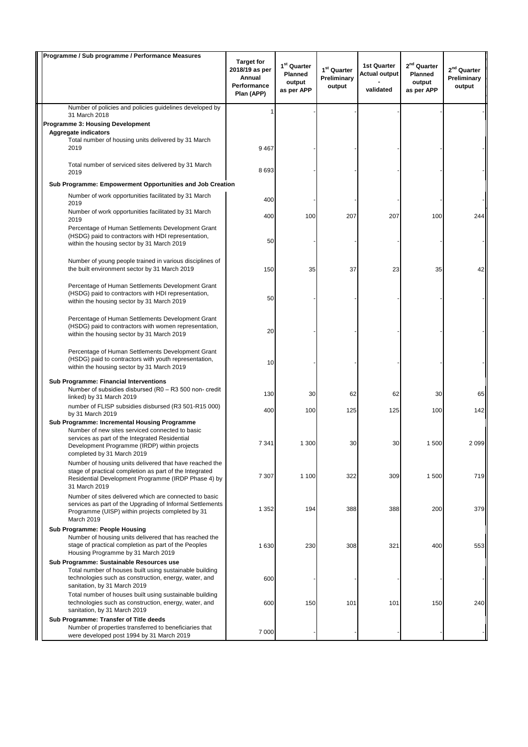| Programme / Sub programme / Performance Measures | Target for 2018/19 as per Annual Performance Plan (APP) | 1st Quarter Planned output as per APP | 1st Quarter Preliminary output | 1st Quarter Actual output - validated | 2nd Quarter Planned output as per APP | 2nd Quarter Preliminary output |
|---|---|---|---|---|---|---|
| Number of policies and policies guidelines developed by 31 March 2018 | 1 | - | - | - | - | - |
| **Programme 3: Housing Development** | | | | | | |
| **Aggregate indicators** | | | | | | |
| Total number of housing units delivered by 31 March 2019 | 9 467 | - | - | - | - | - |
| Total number of serviced sites delivered by 31 March 2019 | 8 693 | - | - | - | - | - |
| **Sub Programme: Empowerment Opportunities and Job Creation** | | | | | | |
| Number of work opportunities facilitated by 31 March 2019 | 400 | - | - | - | - | - |
| Number of work opportunities facilitated by 31 March 2019 | 400 | 100 | 207 | 207 | 100 | 244 |
| Percentage of Human Settlements Development Grant (HSDG) paid to contractors with HDI representation, within the housing sector by 31 March 2019 | 50 | - | - | - | - | - |
| Number of young people trained in various disciplines of the built environment sector by 31 March 2019 | 150 | 35 | 37 | 23 | 35 | 42 |
| Percentage of Human Settlements Development Grant (HSDG) paid to contractors with HDI representation, within the housing sector by 31 March 2019 | 50 | - | - | - | - | - |
| Percentage of Human Settlements Development Grant (HSDG) paid to contractors with women representation, within the housing sector by 31 March 2019 | 20 | - | - | - | - | - |
| Percentage of Human Settlements Development Grant (HSDG) paid to contractors with youth representation, within the housing sector by 31 March 2019 | 10 | - | - | - | - | - |
| **Sub Programme: Financial Interventions** | | | | | | |
| Number of subsidies disbursed (R0 – R3 500 non- credit linked) by 31 March 2019 | 130 | 30 | 62 | 62 | 30 | 65 |
| number of FLISP subsidies disbursed (R3 501-R15 000) by 31 March 2019 | 400 | 100 | 125 | 125 | 100 | 142 |
| **Sub Programme: Incremental Housing Programme** | | | | | | |
| Number of new sites serviced connected to basic services as part of the Integrated Residential Development Programme (IRDP) within projects completed by 31 March 2019 | 7 341 | 1 300 | 30 | 30 | 1 500 | 2 099 |
| Number of housing units delivered that have reached the stage of practical completion as part of the Integrated Residential Development Programme (IRDP Phase 4) by 31 March 2019 | 7 307 | 1 100 | 322 | 309 | 1 500 | 719 |
| Number of sites delivered which are connected to basic services as part of the Upgrading of Informal Settlements Programme (UISP) within projects completed by 31 March 2019 | 1 352 | 194 | 388 | 388 | 200 | 379 |
| **Sub Programme: People Housing** | | | | | | |
| Number of housing units delivered that has reached the stage of practical completion as part of the Peoples Housing Programme by 31 March 2019 | 1 630 | 230 | 308 | 321 | 400 | 553 |
| **Sub Programme: Sustainable Resources use** | | | | | | |
| Total number of houses built using sustainable building technologies such as construction, energy, water, and sanitation, by 31 March 2019 | 600 | - | - | - | - | - |
| Total number of houses built using sustainable building technologies such as construction, energy, water, and sanitation, by 31 March 2019 | 600 | 150 | 101 | 101 | 150 | 240 |
| **Sub Programme: Transfer of Title deeds** | | | | | | |
| Number of properties transferred to beneficiaries that were developed post 1994 by 31 March 2019 | 7 000 | - | - | - | - | - |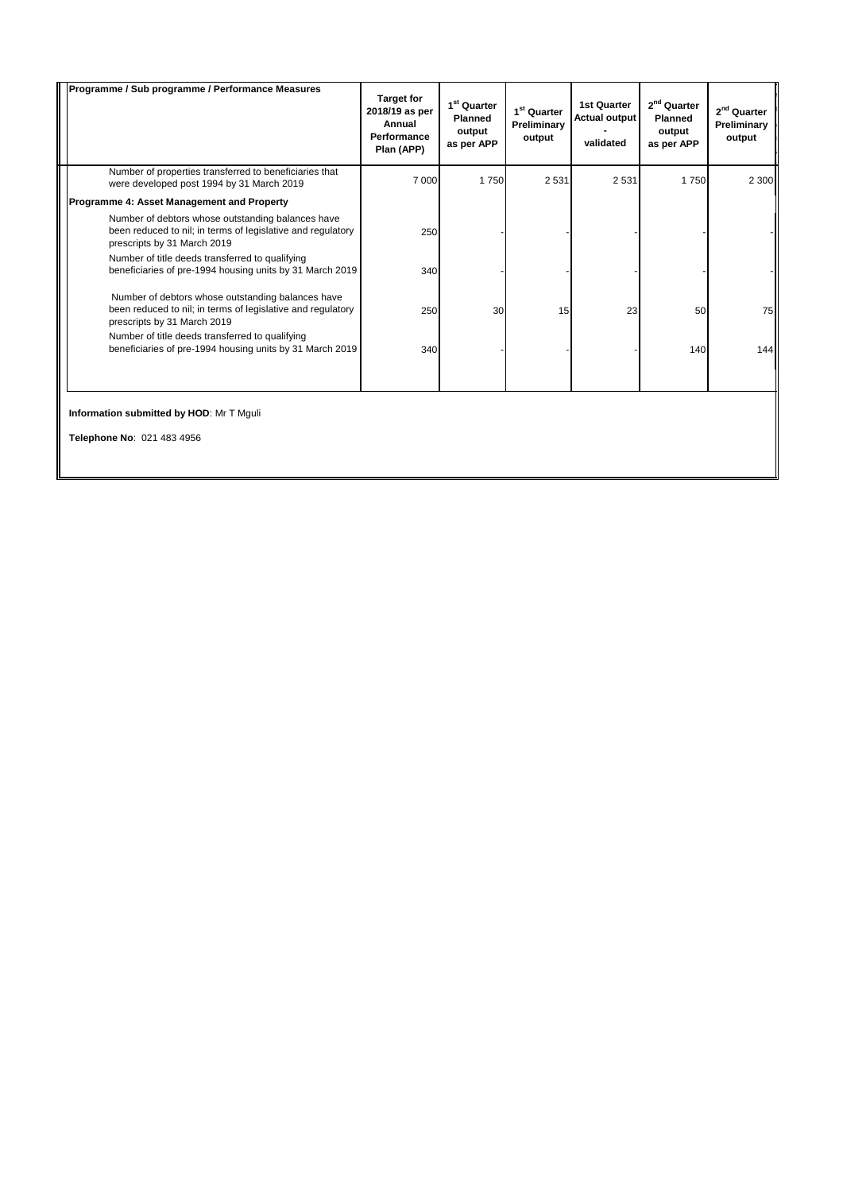| Programme / Sub programme / Performance Measures | Target for 2018/19 as per Annual Performance Plan (APP) | 1st Quarter Planned output as per APP | 1st Quarter Preliminary output | 1st Quarter Actual output - validated | 2nd Quarter Planned output as per APP | 2nd Quarter Preliminary output |
|---|---|---|---|---|---|---|
| Number of properties transferred to beneficiaries that were developed post 1994 by 31 March 2019 | 7 000 | 1 750 | 2 531 | 2 531 | 1 750 | 2 300 |
| **Programme 4: Asset Management and Property** | | | | | | |
| Number of debtors whose outstanding balances have been reduced to nil; in terms of legislative and regulatory prescripts by 31 March 2019 | 250 | - | - | - | - | - |
| Number of title deeds transferred to qualifying beneficiaries of pre-1994 housing units by 31 March 2019 | 340 | - | - | - | - | - |
| Number of debtors whose outstanding balances have been reduced to nil; in terms of legislative and regulatory prescripts by 31 March 2019 | 250 | 30 | 15 | 23 | 50 | 75 |
| Number of title deeds transferred to qualifying beneficiaries of pre-1994 housing units by 31 March 2019 | 340 | - | - | - | 140 | 144 |

**Information submitted by HOD**: Mr T Mguli

**Telephone No**: 021 483 4956